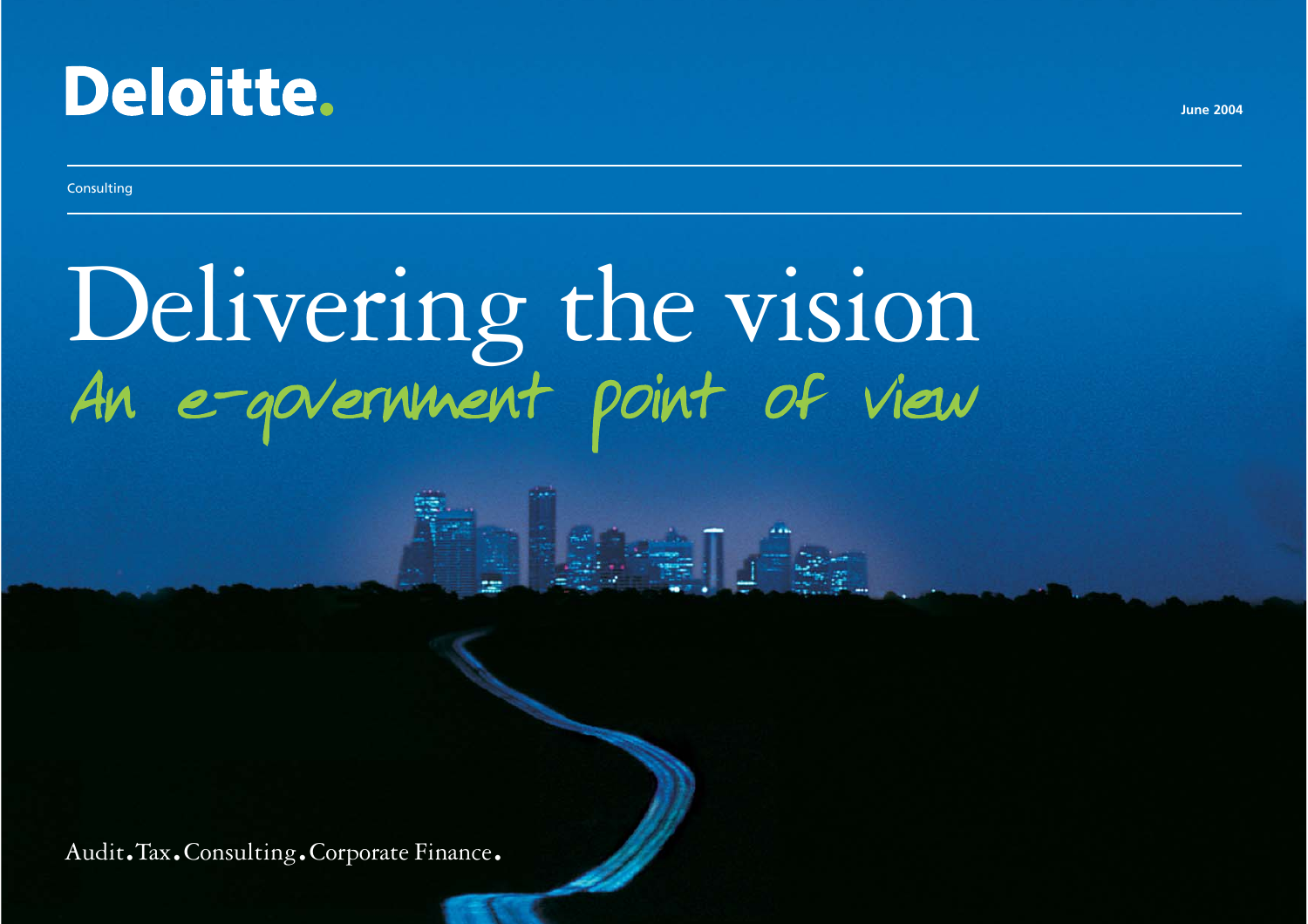Deloitte.

June 2004

Consulting

# Delivering the vision

## An e-government point of view

Audit. Tax. Consulting. Corporate Finance.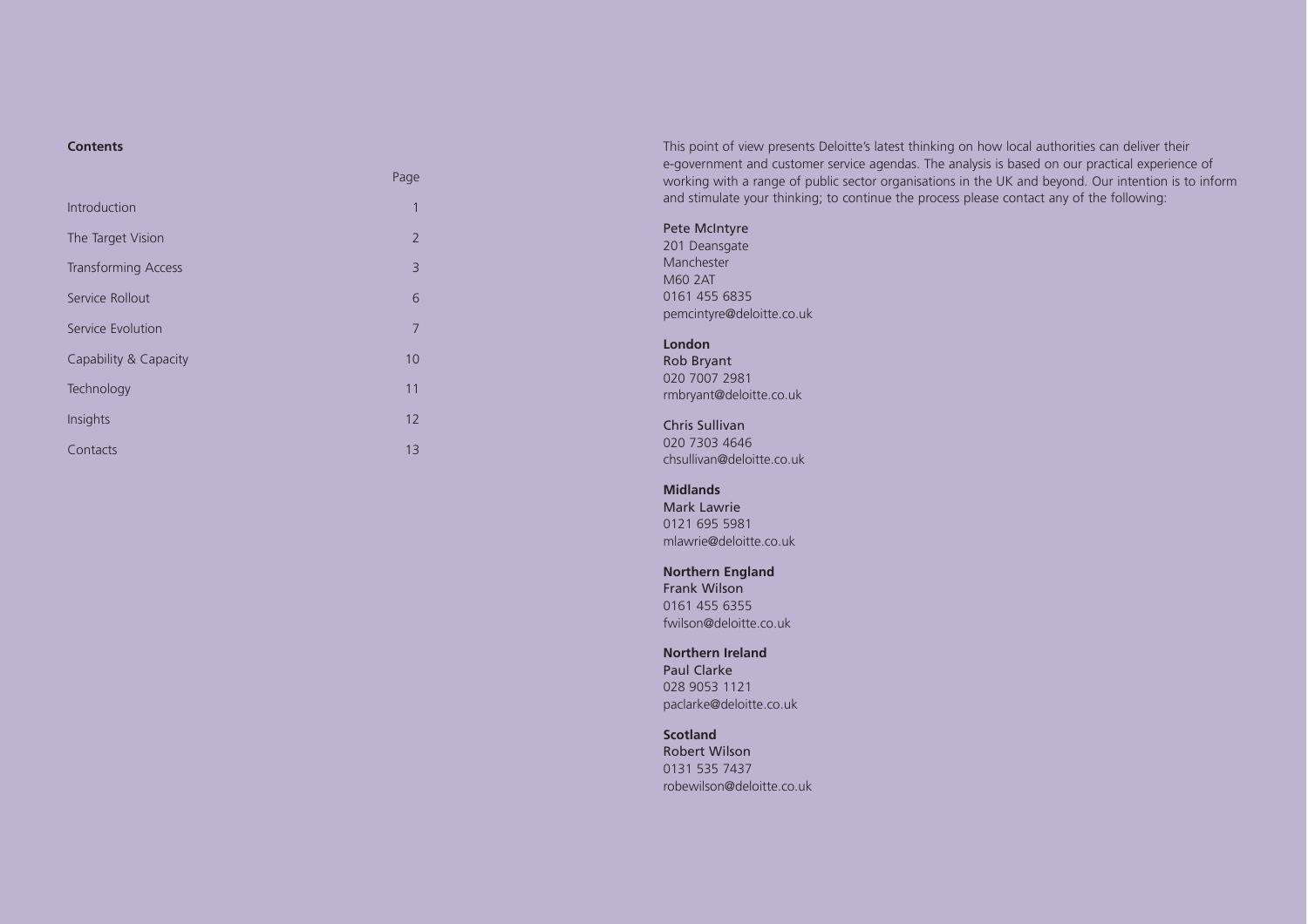**Contents**

| | Page |
|---|---|
| Introduction | 1 |
| The Target Vision | 2 |
| Transforming Access | 3 |
| Service Rollout | 6 |
| Service Evolution | 7 |
| Capability & Capacity | 10 |
| Technology | 11 |
| Insights | 12 |
| Contacts | 13 |

This point of view presents Deloitte's latest thinking on how local authorities can deliver their e-government and customer service agendas. The analysis is based on our practical experience of working with a range of public sector organisations in the UK and beyond. Our intention is to inform and stimulate your thinking; to continue the process please contact any of the following:

Pete McIntyre
201 Deansgate
Manchester
M60 2AT
0161 455 6835
pemcintyre@deloitte.co.uk

**London**
Rob Bryant
020 7007 2981
rmbryant@deloitte.co.uk

Chris Sullivan
020 7303 4646
chsullivan@deloitte.co.uk

**Midlands**
Mark Lawrie
0121 695 5981
mlawrie@deloitte.co.uk

**Northern England**
Frank Wilson
0161 455 6355
fwilson@deloitte.co.uk

**Northern Ireland**
Paul Clarke
028 9053 1121
paclarke@deloitte.co.uk

**Scotland**
Robert Wilson
0131 535 7437
robewilson@deloitte.co.uk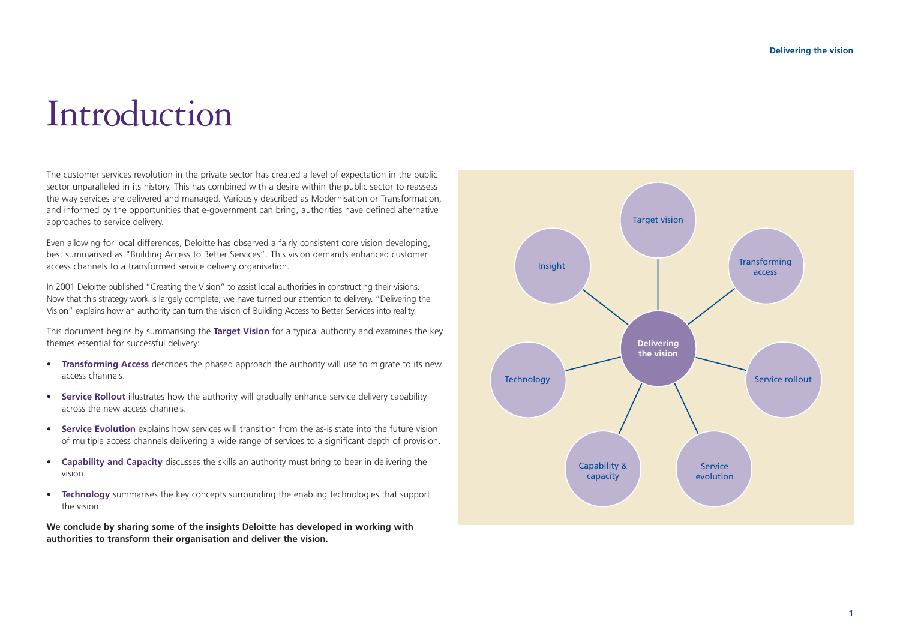# Introduction

The customer services revolution in the private sector has created a level of expectation in the public sector unparalleled in its history. This has combined with a desire within the public sector to reassess the way services are delivered and managed. Variously described as Modernisation or Transformation, and informed by the opportunities that e-government can bring, authorities have defined alternative approaches to service delivery.

Even allowing for local differences, Deloitte has observed a fairly consistent core vision developing, best summarised as "Building Access to Better Services". This vision demands enhanced customer access channels to a transformed service delivery organisation.

In 2001 Deloitte published "Creating the Vision" to assist local authorities in constructing their visions. Now that this strategy work is largely complete, we have turned our attention to delivery. "Delivering the Vision" explains how an authority can turn the vision of Building Access to Better Services into reality.

This document begins by summarising the **Target Vision** for a typical authority and examines the key themes essential for successful delivery:

- **Transforming Access** describes the phased approach the authority will use to migrate to its new access channels.
- **Service Rollout** illustrates how the authority will gradually enhance service delivery capability across the new access channels.
- **Service Evolution** explains how services will transition from the as-is state into the future vision of multiple access channels delivering a wide range of services to a significant depth of provision.
- **Capability and Capacity** discusses the skills an authority must bring to bear in delivering the vision.
- **Technology** summarises the key concepts surrounding the enabling technologies that support the vision.

**We conclude by sharing some of the insights Deloitte has developed in working with authorities to transform their organisation and deliver the vision.**

Delivering the vision

Target vision

Transforming access

Service rollout

Service evolution

Capability & capacity

Technology

Insight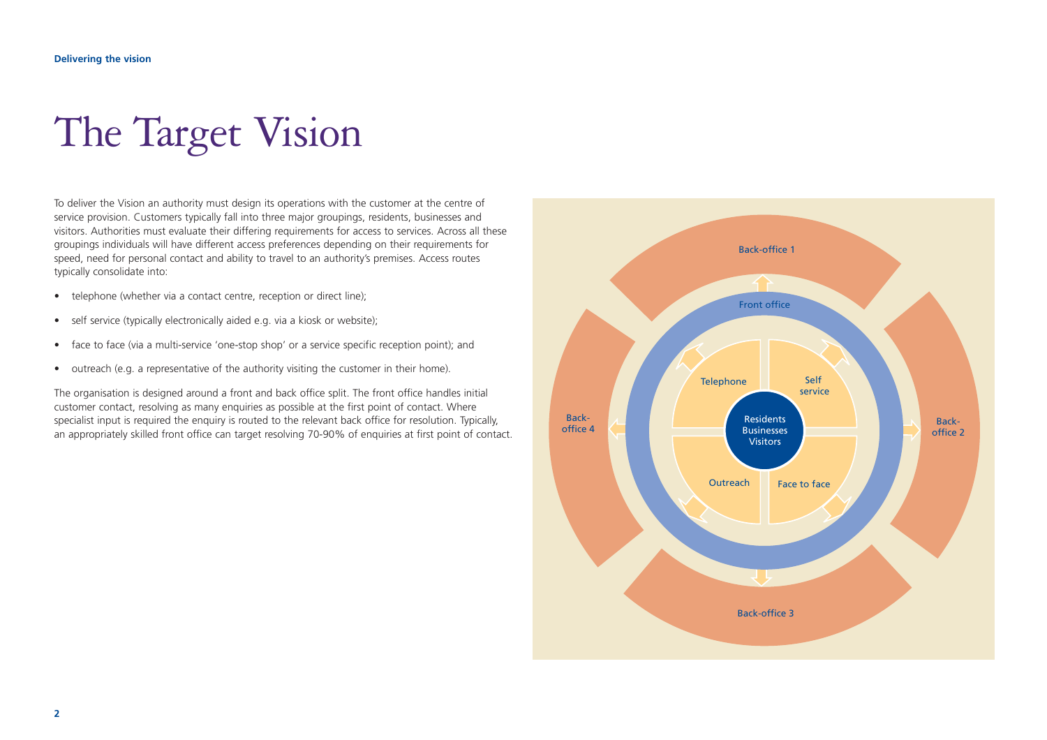# The Target Vision

To deliver the Vision an authority must design its operations with the customer at the centre of service provision. Customers typically fall into three major groupings, residents, businesses and visitors. Authorities must evaluate their differing requirements for access to services. Across all these groupings individuals will have different access preferences depending on their requirements for speed, need for personal contact and ability to travel to an authority's premises. Access routes typically consolidate into:

- telephone (whether via a contact centre, reception or direct line);
- self service (typically electronically aided e.g. via a kiosk or website);
- face to face (via a multi-service 'one-stop shop' or a service specific reception point); and
- outreach (e.g. a representative of the authority visiting the customer in their home).

The organisation is designed around a front and back office split. The front office handles initial customer contact, resolving as many enquiries as possible at the first point of contact. Where specialist input is required the enquiry is routed to the relevant back office for resolution. Typically, an appropriately skilled front office can target resolving 70-90% of enquiries at first point of contact.

Back-office 1

Front office

Telephone

Self service

Residents Businesses Visitors

Outreach

Face to face

Back-office 4

Back-office 2

Back-office 3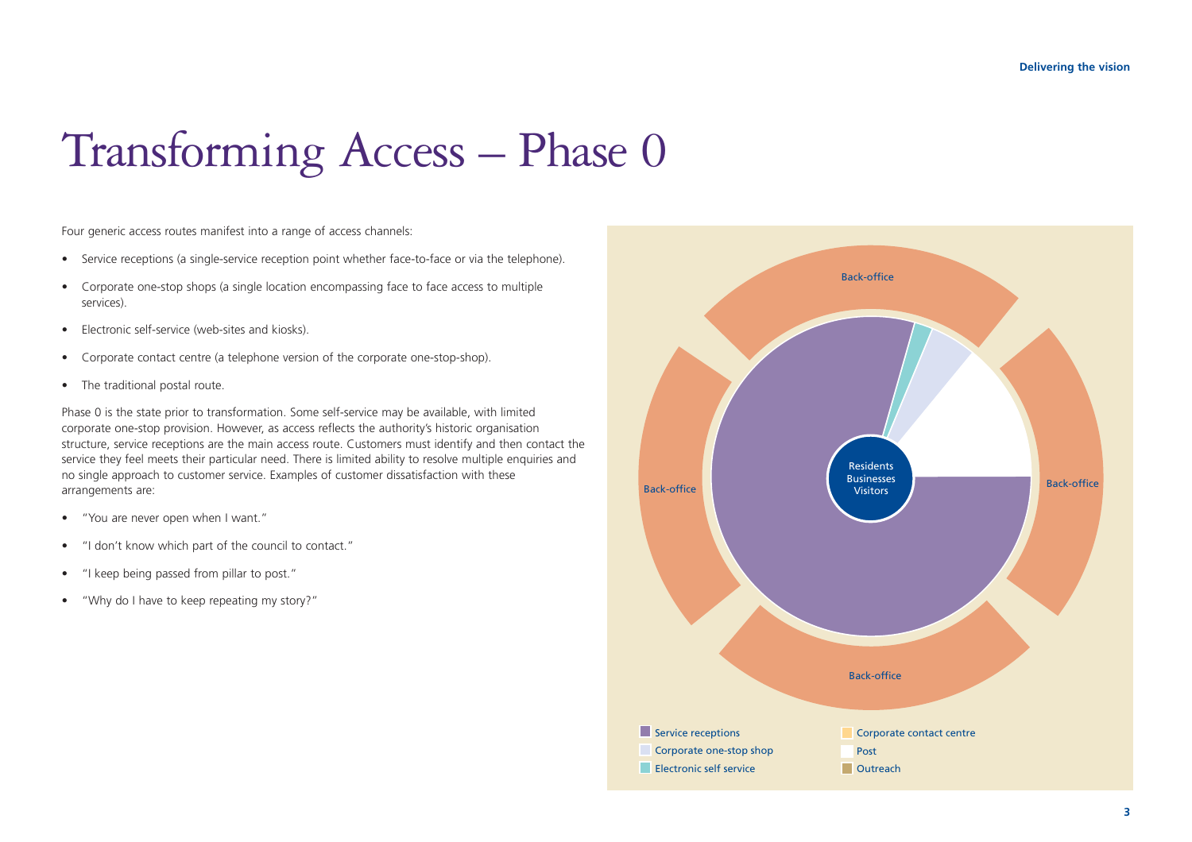# Transforming Access – Phase 0

Four generic access routes manifest into a range of access channels:

- Service receptions (a single-service reception point whether face-to-face or via the telephone).
- Corporate one-stop shops (a single location encompassing face to face access to multiple services).
- Electronic self-service (web-sites and kiosks).
- Corporate contact centre (a telephone version of the corporate one-stop-shop).
- The traditional postal route.

Phase 0 is the state prior to transformation. Some self-service may be available, with limited corporate one-stop provision. However, as access reflects the authority's historic organisation structure, service receptions are the main access route. Customers must identify and then contact the service they feel meets their particular need. There is limited ability to resolve multiple enquiries and no single approach to customer service. Examples of customer dissatisfaction with these arrangements are:

- "You are never open when I want."
- "I don't know which part of the council to contact."
- "I keep being passed from pillar to post."
- "Why do I have to keep repeating my story?"

Back-office

Back-office

Back-office

Back-office

Residents
Businesses
Visitors

Service receptions
Corporate one-stop shop
Electronic self service
Corporate contact centre
Post
Outreach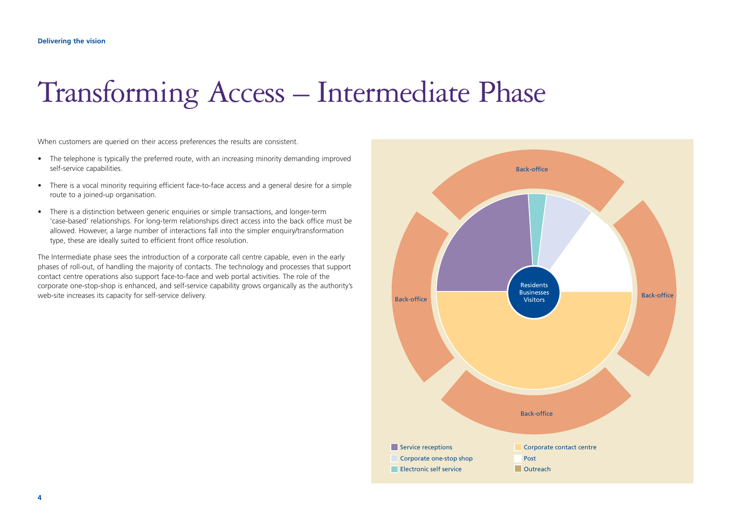# Transforming Access – Intermediate Phase

When customers are queried on their access preferences the results are consistent.

- The telephone is typically the preferred route, with an increasing minority demanding improved self-service capabilities.
- There is a vocal minority requiring efficient face-to-face access and a general desire for a simple route to a joined-up organisation.
- There is a distinction between generic enquiries or simple transactions, and longer-term 'case-based' relationships. For long-term relationships direct access into the back office must be allowed. However, a large number of interactions fall into the simpler enquiry/transformation type, these are ideally suited to efficient front office resolution.

The Intermediate phase sees the introduction of a corporate call centre capable, even in the early phases of roll-out, of handling the majority of contacts. The technology and processes that support contact centre operations also support face-to-face and web portal activities. The role of the corporate one-stop-shop is enhanced, and self-service capability grows organically as the authority's web-site increases its capacity for self-service delivery.

Back-office

Back-office

Back-office

Back-office

Residents
Businesses
Visitors

Service receptions
Corporate one-stop shop
Electronic self service
Corporate contact centre
Post
Outreach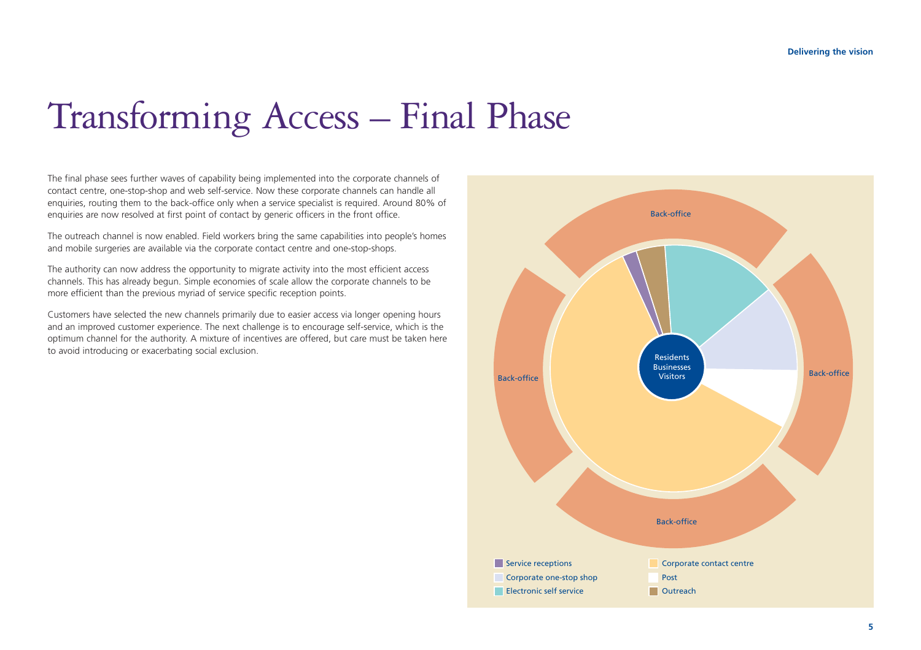# Transforming Access – Final Phase

The final phase sees further waves of capability being implemented into the corporate channels of contact centre, one-stop-shop and web self-service. Now these corporate channels can handle all enquiries, routing them to the back-office only when a service specialist is required. Around 80% of enquiries are now resolved at first point of contact by generic officers in the front office.

The outreach channel is now enabled. Field workers bring the same capabilities into people's homes and mobile surgeries are available via the corporate contact centre and one-stop-shops.

The authority can now address the opportunity to migrate activity into the most efficient access channels. This has already begun. Simple economies of scale allow the corporate channels to be more efficient than the previous myriad of service specific reception points.

Customers have selected the new channels primarily due to easier access via longer opening hours and an improved customer experience. The next challenge is to encourage self-service, which is the optimum channel for the authority. A mixture of incentives are offered, but care must be taken here to avoid introducing or exacerbating social exclusion.

Back-office

Back-office

Back-office

Back-office

Residents
Businesses
Visitors

- Service receptions
- Corporate one-stop shop
- Electronic self service
- Corporate contact centre
- Post
- Outreach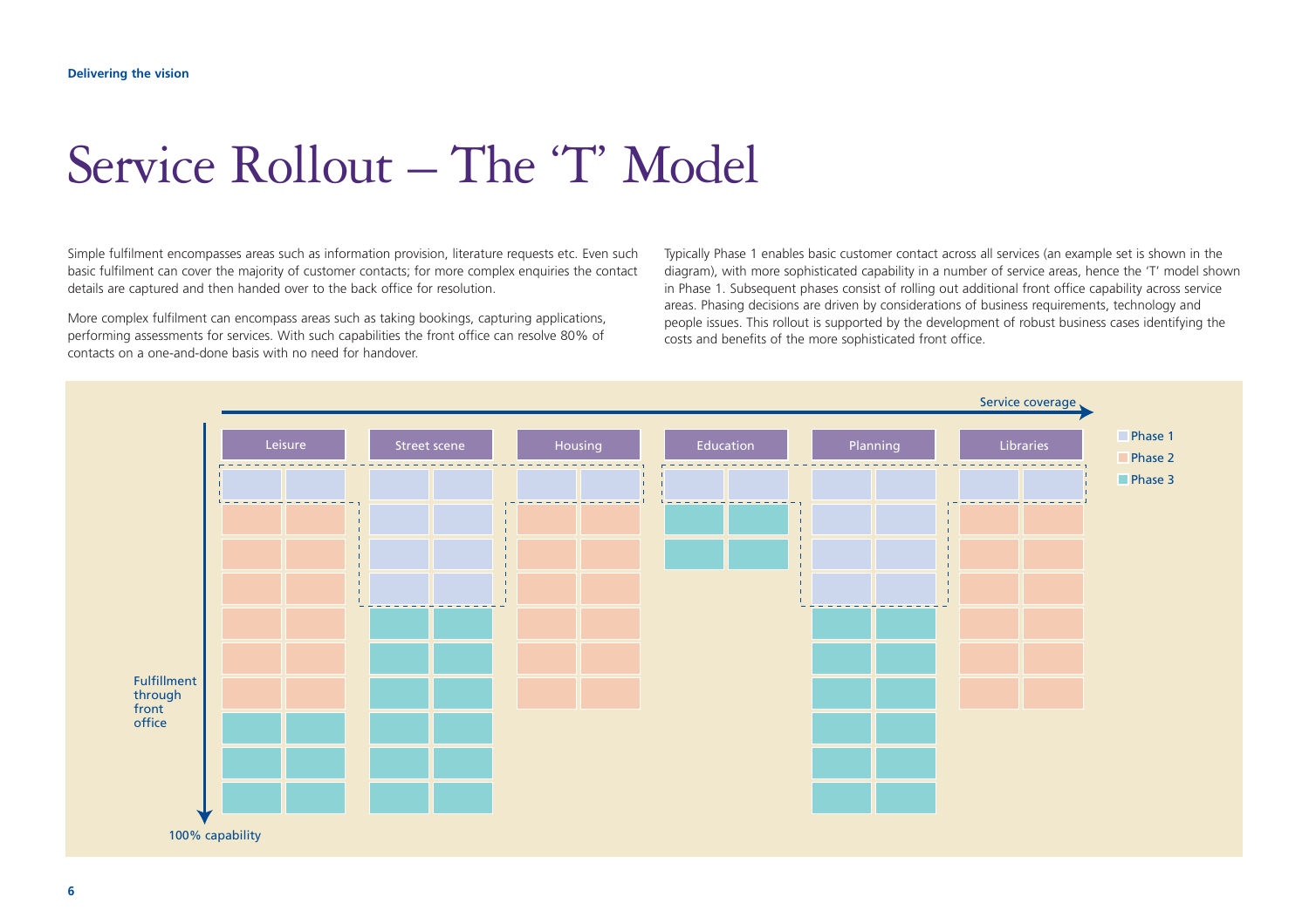# Service Rollout – The 'T' Model

Simple fulfilment encompasses areas such as information provision, literature requests etc. Even such basic fulfilment can cover the majority of customer contacts; for more complex enquiries the contact details are captured and then handed over to the back office for resolution.

More complex fulfilment can encompass areas such as taking bookings, capturing applications, performing assessments for services. With such capabilities the front office can resolve 80% of contacts on a one-and-done basis with no need for handover.

Typically Phase 1 enables basic customer contact across all services (an example set is shown in the diagram), with more sophisticated capability in a number of service areas, hence the 'T' model shown in Phase 1. Subsequent phases consist of rolling out additional front office capability across service areas. Phasing decisions are driven by considerations of business requirements, technology and people issues. This rollout is supported by the development of robust business cases identifying the costs and benefits of the more sophisticated front office.

Service coverage

| Leisure | Street scene | Housing | Education | Planning | Libraries |
|---|---|---|---|---|---|

Phase 1
Phase 2
Phase 3

Fulfillment through front office

100% capability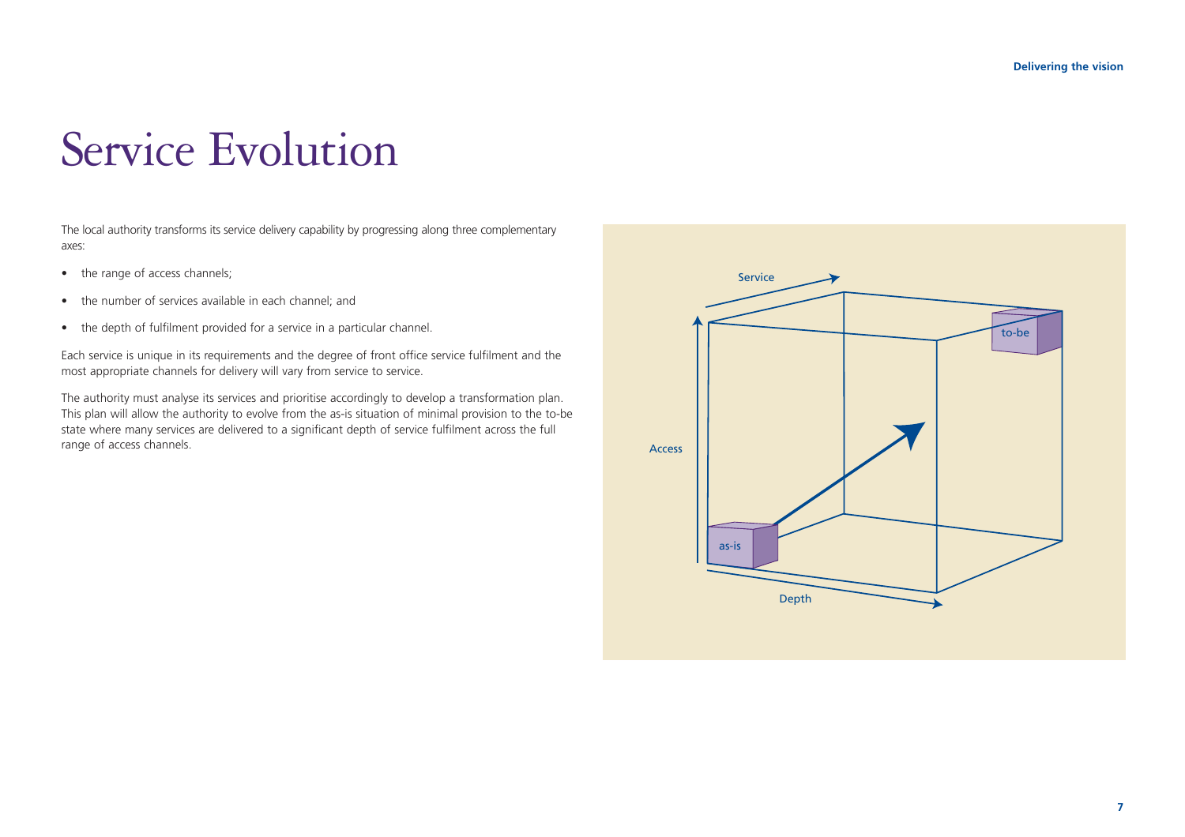# Service Evolution

The local authority transforms its service delivery capability by progressing along three complementary axes:

- the range of access channels;
- the number of services available in each channel; and
- the depth of fulfilment provided for a service in a particular channel.

Each service is unique in its requirements and the degree of front office service fulfilment and the most appropriate channels for delivery will vary from service to service.

The authority must analyse its services and prioritise accordingly to develop a transformation plan. This plan will allow the authority to evolve from the as-is situation of minimal provision to the to-be state where many services are delivered to a significant depth of service fulfilment across the full range of access channels.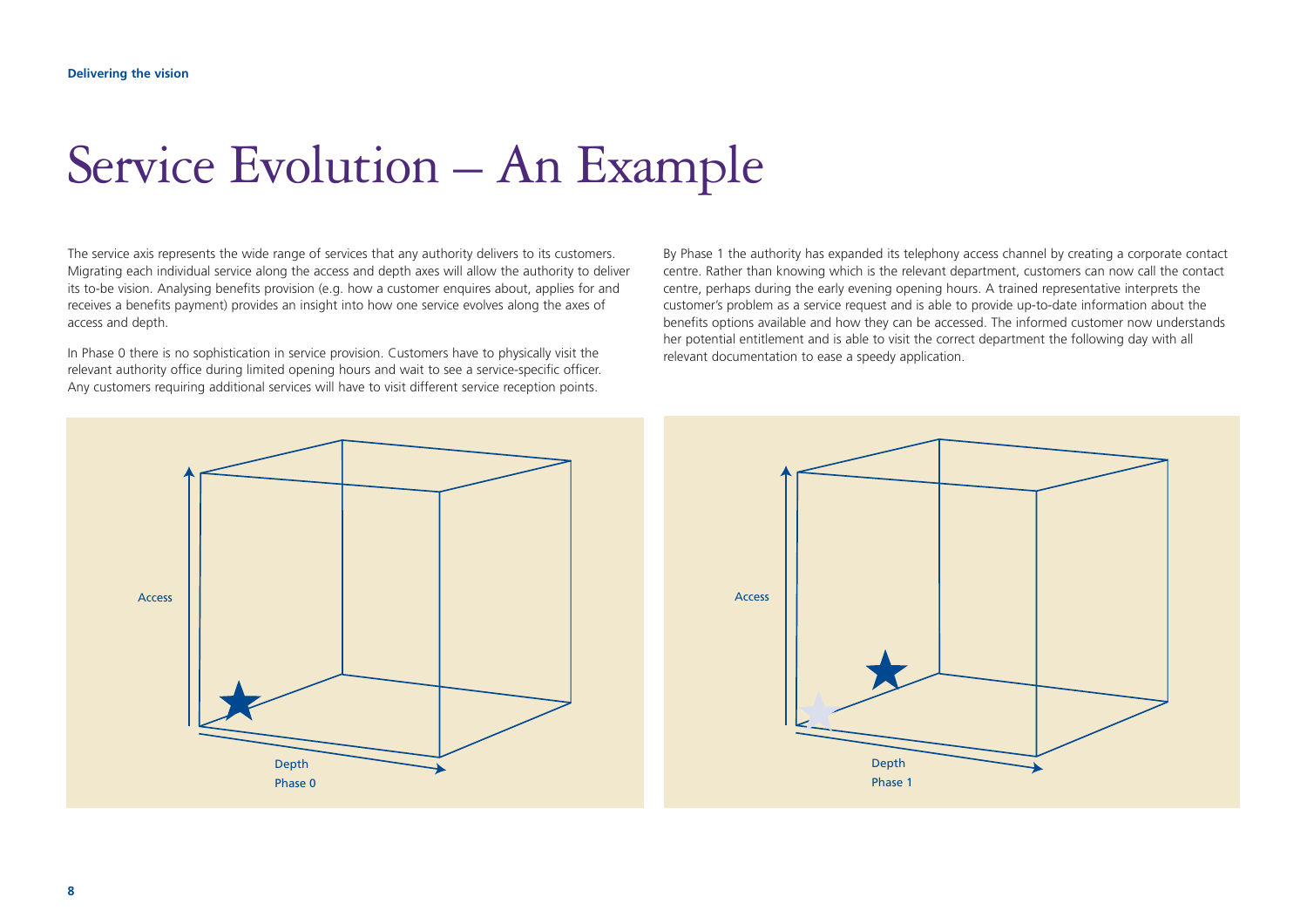# Service Evolution – An Example

The service axis represents the wide range of services that any authority delivers to its customers. Migrating each individual service along the access and depth axes will allow the authority to deliver its to-be vision. Analysing benefits provision (e.g. how a customer enquires about, applies for and receives a benefits payment) provides an insight into how one service evolves along the axes of access and depth.

In Phase 0 there is no sophistication in service provision. Customers have to physically visit the relevant authority office during limited opening hours and wait to see a service-specific officer. Any customers requiring additional services will have to visit different service reception points.

By Phase 1 the authority has expanded its telephony access channel by creating a corporate contact centre. Rather than knowing which is the relevant department, customers can now call the contact centre, perhaps during the early evening opening hours. A trained representative interprets the customer's problem as a service request and is able to provide up-to-date information about the benefits options available and how they can be accessed. The informed customer now understands her potential entitlement and is able to visit the correct department the following day with all relevant documentation to ease a speedy application.

Access

Depth

Phase 0

Access

Depth

Phase 1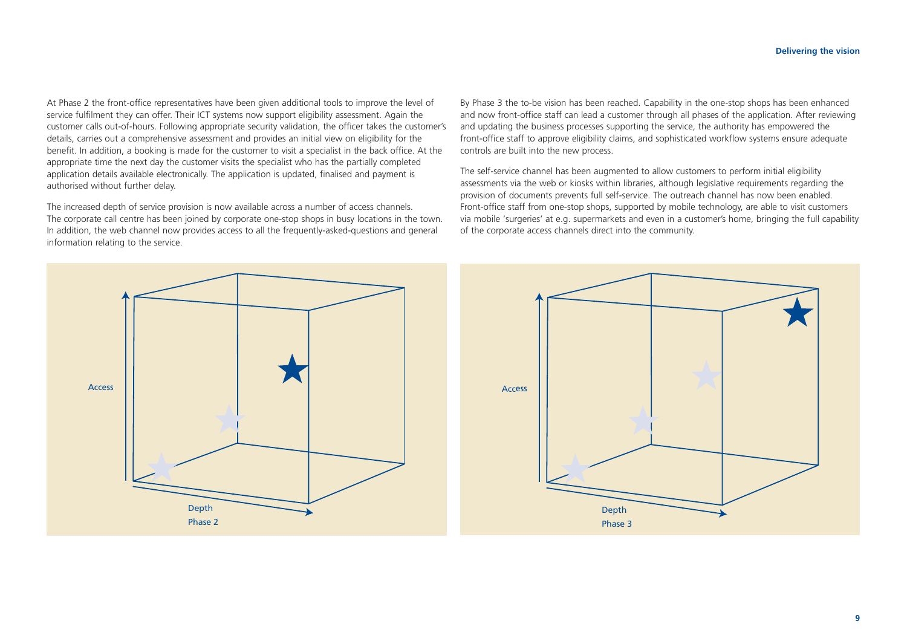At Phase 2 the front-office representatives have been given additional tools to improve the level of service fulfilment they can offer. Their ICT systems now support eligibility assessment. Again the customer calls out-of-hours. Following appropriate security validation, the officer takes the customer's details, carries out a comprehensive assessment and provides an initial view on eligibility for the benefit. In addition, a booking is made for the customer to visit a specialist in the back office. At the appropriate time the next day the customer visits the specialist who has the partially completed application details available electronically. The application is updated, finalised and payment is authorised without further delay.

The increased depth of service provision is now available across a number of access channels. The corporate call centre has been joined by corporate one-stop shops in busy locations in the town. In addition, the web channel now provides access to all the frequently-asked-questions and general information relating to the service.

By Phase 3 the to-be vision has been reached. Capability in the one-stop shops has been enhanced and now front-office staff can lead a customer through all phases of the application. After reviewing and updating the business processes supporting the service, the authority has empowered the front-office staff to approve eligibility claims, and sophisticated workflow systems ensure adequate controls are built into the new process.

The self-service channel has been augmented to allow customers to perform initial eligibility assessments via the web or kiosks within libraries, although legislative requirements regarding the provision of documents prevents full self-service. The outreach channel has now been enabled. Front-office staff from one-stop shops, supported by mobile technology, are able to visit customers via mobile 'surgeries' at e.g. supermarkets and even in a customer's home, bringing the full capability of the corporate access channels direct into the community.

Access

Depth

Phase 2

Access

Depth

Phase 3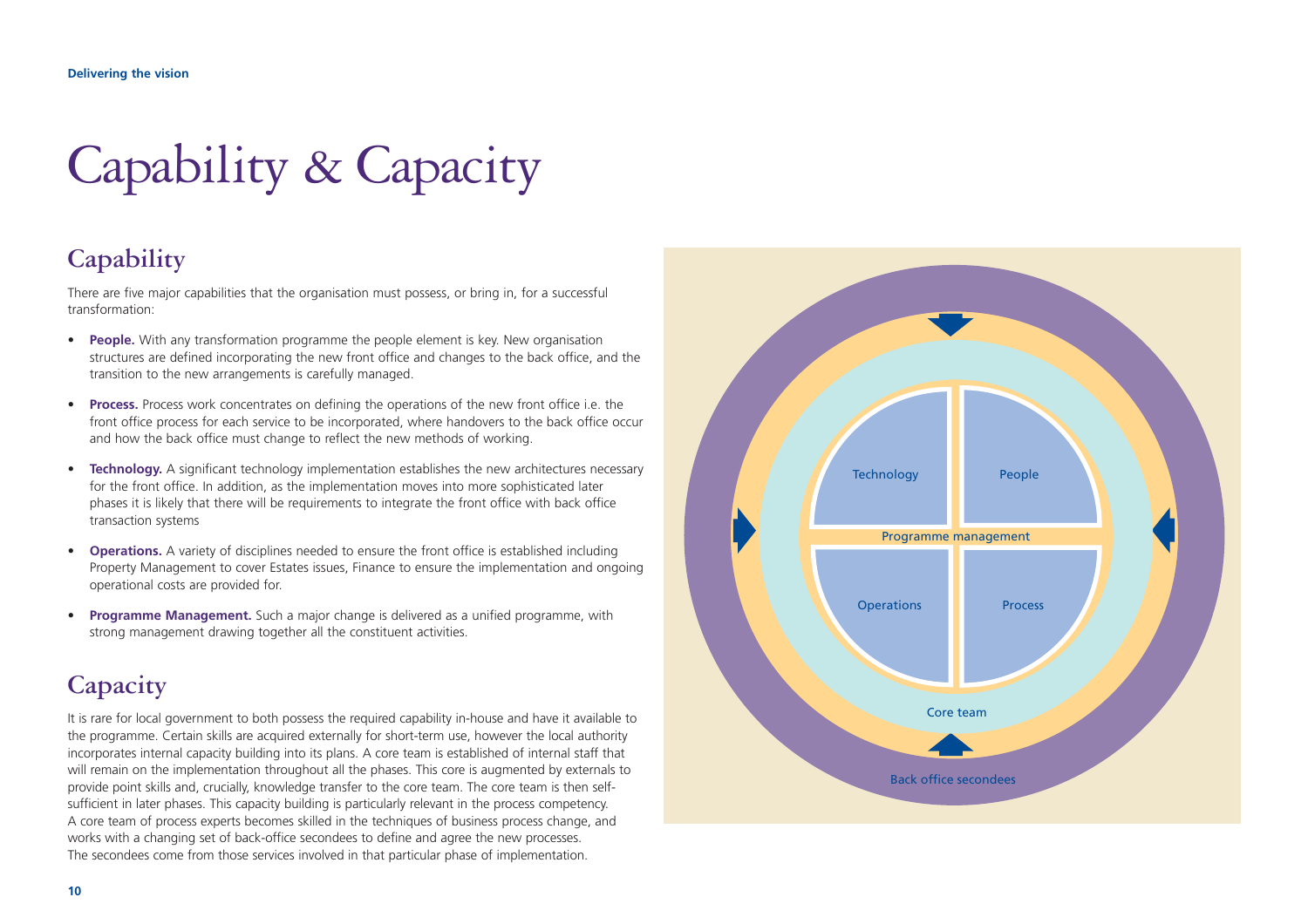# Capability & Capacity

## Capability

There are five major capabilities that the organisation must possess, or bring in, for a successful transformation:

- **People.** With any transformation programme the people element is key. New organisation structures are defined incorporating the new front office and changes to the back office, and the transition to the new arrangements is carefully managed.
- **Process.** Process work concentrates on defining the operations of the new front office i.e. the front office process for each service to be incorporated, where handovers to the back office occur and how the back office must change to reflect the new methods of working.
- **Technology.** A significant technology implementation establishes the new architectures necessary for the front office. In addition, as the implementation moves into more sophisticated later phases it is likely that there will be requirements to integrate the front office with back office transaction systems
- **Operations.** A variety of disciplines needed to ensure the front office is established including Property Management to cover Estates issues, Finance to ensure the implementation and ongoing operational costs are provided for.
- **Programme Management.** Such a major change is delivered as a unified programme, with strong management drawing together all the constituent activities.

## Capacity

It is rare for local government to both possess the required capability in-house and have it available to the programme. Certain skills are acquired externally for short-term use, however the local authority incorporates internal capacity building into its plans. A core team is established of internal staff that will remain on the implementation throughout all the phases. This core is augmented by externals to provide point skills and, crucially, knowledge transfer to the core team. The core team is then self-sufficient in later phases. This capacity building is particularly relevant in the process competency. A core team of process experts becomes skilled in the techniques of business process change, and works with a changing set of back-office secondees to define and agree the new processes. The secondees come from those services involved in that particular phase of implementation.

Technology
People
Programme management
Operations
Process
Core team
Back office secondees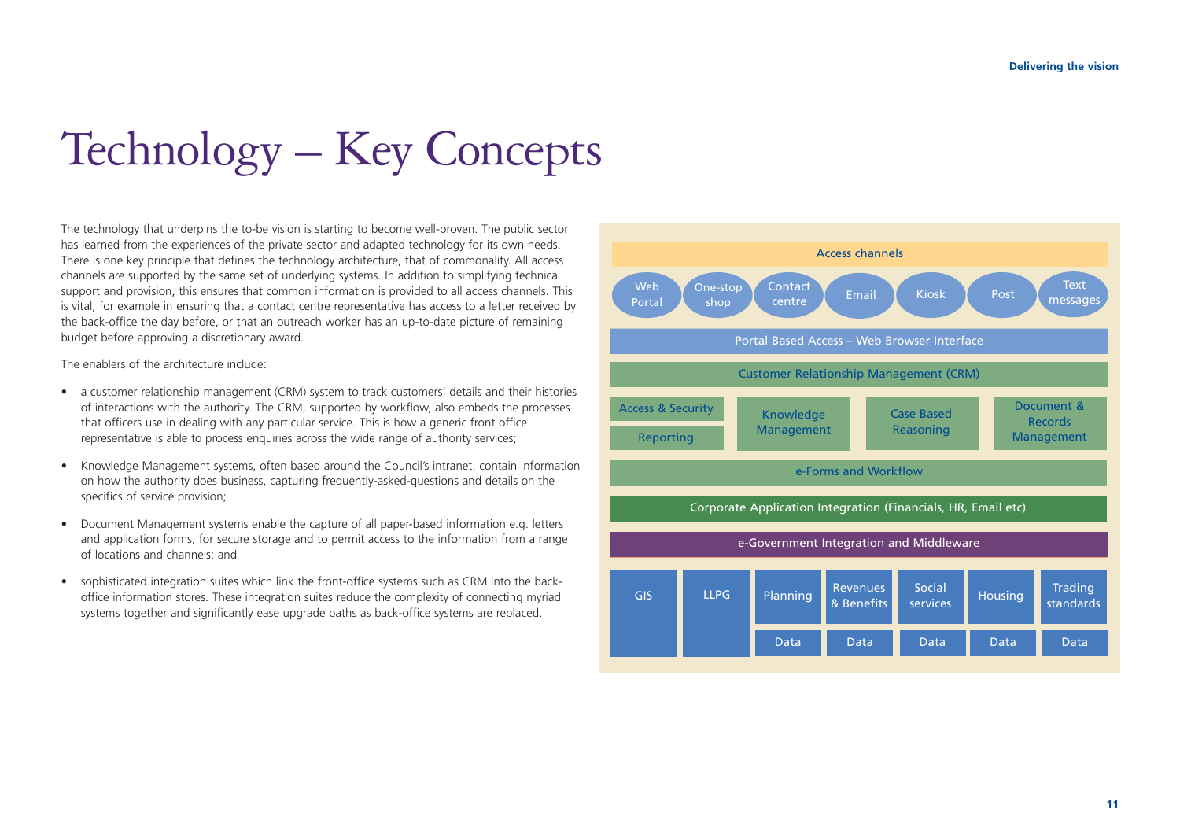# Technology – Key Concepts

The technology that underpins the to-be vision is starting to become well-proven. The public sector has learned from the experiences of the private sector and adapted technology for its own needs. There is one key principle that defines the technology architecture, that of commonality. All access channels are supported by the same set of underlying systems. In addition to simplifying technical support and provision, this ensures that common information is provided to all access channels. This is vital, for example in ensuring that a contact centre representative has access to a letter received by the back-office the day before, or that an outreach worker has an up-to-date picture of remaining budget before approving a discretionary award.

The enablers of the architecture include:

- a customer relationship management (CRM) system to track customers' details and their histories of interactions with the authority. The CRM, supported by workflow, also embeds the processes that officers use in dealing with any particular service. This is how a generic front office representative is able to process enquiries across the wide range of authority services;
- Knowledge Management systems, often based around the Council's intranet, contain information on how the authority does business, capturing frequently-asked-questions and details on the specifics of service provision;
- Document Management systems enable the capture of all paper-based information e.g. letters and application forms, for secure storage and to permit access to the information from a range of locations and channels; and
- sophisticated integration suites which link the front-office systems such as CRM into the back-office information stores. These integration suites reduce the complexity of connecting myriad systems together and significantly ease upgrade paths as back-office systems are replaced.

Access channels

Web Portal | One-stop shop | Contact centre | Email | Kiosk | Post | Text messages

Portal Based Access – Web Browser Interface

Customer Relationship Management (CRM)

Access & Security | Reporting | Knowledge Management | Case Based Reasoning | Document & Records Management

e-Forms and Workflow

Corporate Application Integration (Financials, HR, Email etc)

e-Government Integration and Middleware

GIS | LLPG | Planning (Data) | Revenues & Benefits (Data) | Social services (Data) | Housing (Data) | Trading standards (Data)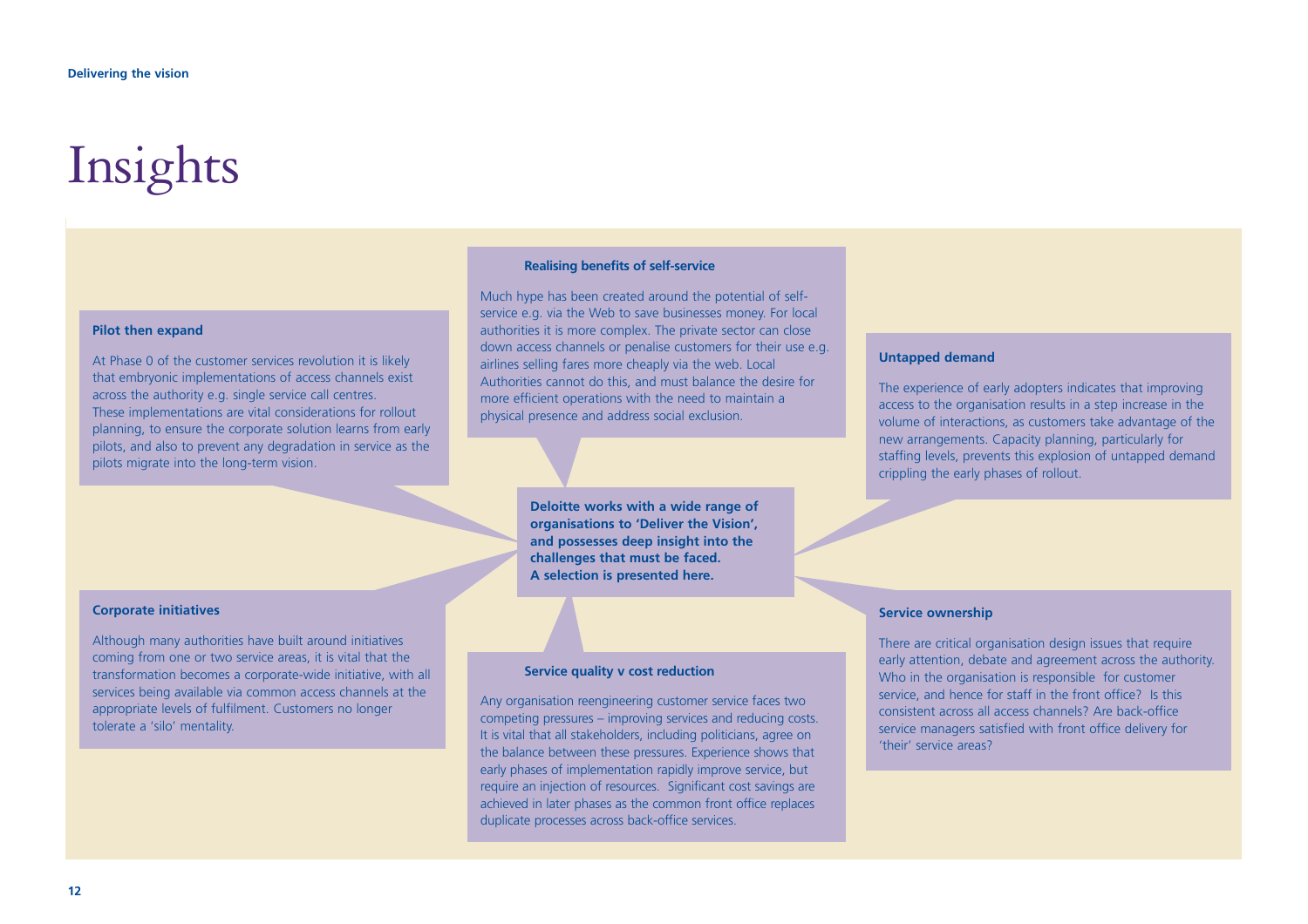# Insights

Deloitte works with a wide range of organisations to 'Deliver the Vision', and possesses deep insight into the challenges that must be faced. A selection is presented here.

### Pilot then expand

At Phase 0 of the customer services revolution it is likely that embryonic implementations of access channels exist across the authority e.g. single service call centres. These implementations are vital considerations for rollout planning, to ensure the corporate solution learns from early pilots, and also to prevent any degradation in service as the pilots migrate into the long-term vision.

### Realising benefits of self-service

Much hype has been created around the potential of self-service e.g. via the Web to save businesses money. For local authorities it is more complex. The private sector can close down access channels or penalise customers for their use e.g. airlines selling fares more cheaply via the web. Local Authorities cannot do this, and must balance the desire for more efficient operations with the need to maintain a physical presence and address social exclusion.

### Untapped demand

The experience of early adopters indicates that improving access to the organisation results in a step increase in the volume of interactions, as customers take advantage of the new arrangements. Capacity planning, particularly for staffing levels, prevents this explosion of untapped demand crippling the early phases of rollout.

### Corporate initiatives

Although many authorities have built around initiatives coming from one or two service areas, it is vital that the transformation becomes a corporate-wide initiative, with all services being available via common access channels at the appropriate levels of fulfilment. Customers no longer tolerate a 'silo' mentality.

### Service quality v cost reduction

Any organisation reengineering customer service faces two competing pressures – improving services and reducing costs. It is vital that all stakeholders, including politicians, agree on the balance between these pressures. Experience shows that early phases of implementation rapidly improve service, but require an injection of resources. Significant cost savings are achieved in later phases as the common front office replaces duplicate processes across back-office services.

### Service ownership

There are critical organisation design issues that require early attention, debate and agreement across the authority. Who in the organisation is responsible for customer service, and hence for staff in the front office? Is this consistent across all access channels? Are back-office service managers satisfied with front office delivery for 'their' service areas?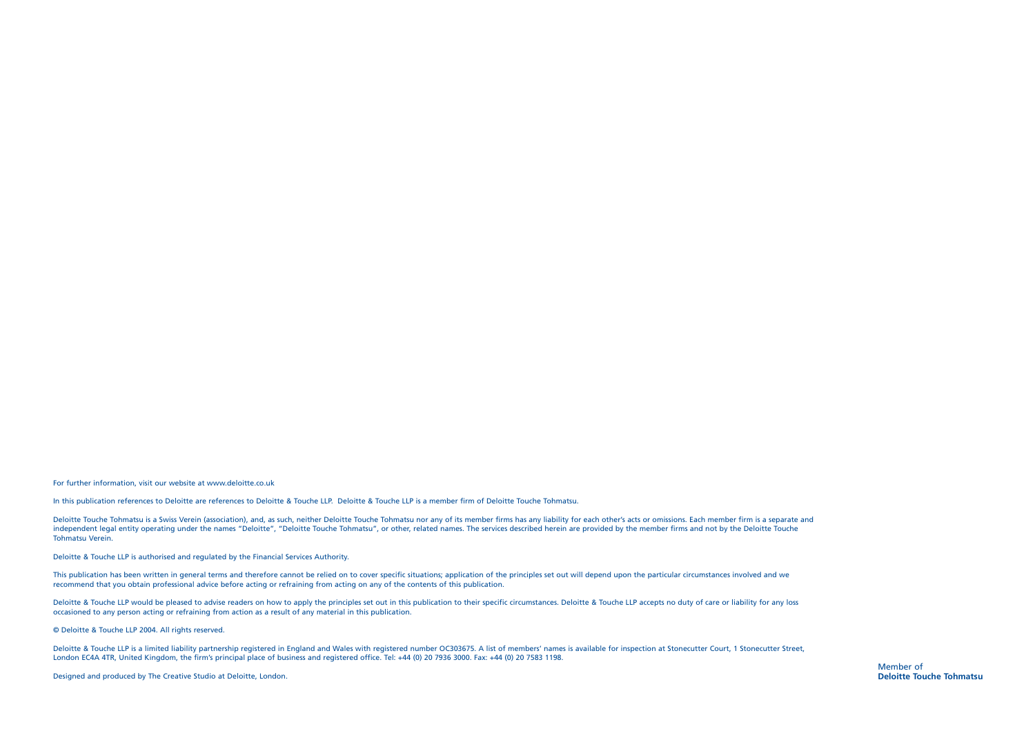For further information, visit our website at www.deloitte.co.uk

In this publication references to Deloitte are references to Deloitte & Touche LLP. Deloitte & Touche LLP is a member firm of Deloitte Touche Tohmatsu.

Deloitte Touche Tohmatsu is a Swiss Verein (association), and, as such, neither Deloitte Touche Tohmatsu nor any of its member firms has any liability for each other's acts or omissions. Each member firm is a separate and independent legal entity operating under the names "Deloitte", "Deloitte Touche Tohmatsu", or other, related names. The services described herein are provided by the member firms and not by the Deloitte Touche Tohmatsu Verein.

Deloitte & Touche LLP is authorised and regulated by the Financial Services Authority.

This publication has been written in general terms and therefore cannot be relied on to cover specific situations; application of the principles set out will depend upon the particular circumstances involved and we recommend that you obtain professional advice before acting or refraining from acting on any of the contents of this publication.

Deloitte & Touche LLP would be pleased to advise readers on how to apply the principles set out in this publication to their specific circumstances. Deloitte & Touche LLP accepts no duty of care or liability for any loss occasioned to any person acting or refraining from action as a result of any material in this publication.

© Deloitte & Touche LLP 2004. All rights reserved.

Deloitte & Touche LLP is a limited liability partnership registered in England and Wales with registered number OC303675. A list of members' names is available for inspection at Stonecutter Court, 1 Stonecutter Street, London EC4A 4TR, United Kingdom, the firm's principal place of business and registered office. Tel: +44 (0) 20 7936 3000. Fax: +44 (0) 20 7583 1198.

Designed and produced by The Creative Studio at Deloitte, London.

Member of
**Deloitte Touche Tohmatsu**